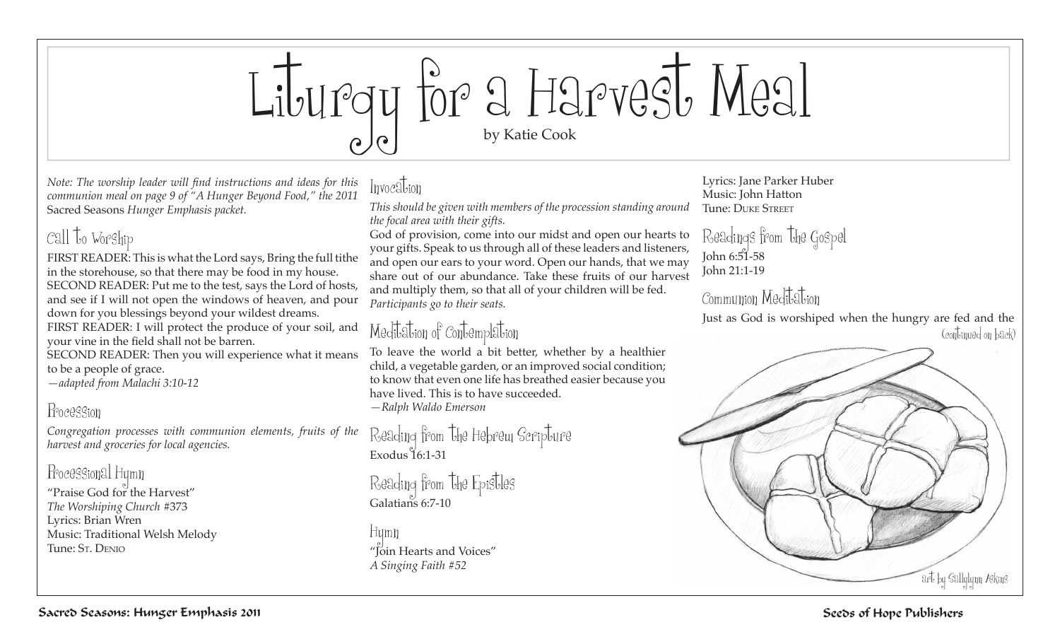# Liturgy for a Harvest Meal

by Katie Cook

*Note: The worship leader will find instructions and ideas for this communion meal on page 9 of "A Hunger Beyond Food," the 2011* Sacred Seasons *Hunger Emphasis packet.*

## Call to Worship

FIRST READER: This is what the Lord says, Bring the full tithe in the storehouse, so that there may be food in my house.
SECOND READER: Put me to the test, says the Lord of hosts, and see if I will not open the windows of heaven, and pour down for you blessings beyond your wildest dreams.
FIRST READER: I will protect the produce of your soil, and your vine in the field shall not be barren.
SECOND READER: Then you will experience what it means to be a people of grace.
*—adapted from Malachi 3:10-12*

## Procession

*Congregation processes with communion elements, fruits of the harvest and groceries for local agencies.*

## Processional Hymn

"Praise God for the Harvest"
*The Worshiping Church* #373
Lyrics: Brian Wren
Music: Traditional Welsh Melody
Tune: St. Denio

## Invocation

*This should be given with members of the procession standing around the focal area with their gifts.*

God of provision, come into our midst and open our hearts to your gifts. Speak to us through all of these leaders and listeners, and open our ears to your word. Open our hands, that we may share out of our abundance. Take these fruits of our harvest and multiply them, so that all of your children will be fed.
*Participants go to their seats.*

## Meditation of Contemplation

To leave the world a bit better, whether by a healthier child, a vegetable garden, or an improved social condition; to know that even one life has breathed easier because you have lived. This is to have succeeded.
*—Ralph Waldo Emerson*

## Reading from the Hebrew Scripture

Exodus 16:1-31

## Reading from the Epistles

Galatians 6:7-10

## Hymn

"Join Hearts and Voices"
*A Singing Faith #52*
Lyrics: Jane Parker Huber
Music: John Hatton
Tune: Duke Street

## Readings from the Gospel

John 6:51-58
John 21:1-19

## Communion Meditation

Just as God is worshiped when the hungry are fed and the

(continued on back)

art by Sallylynn Askins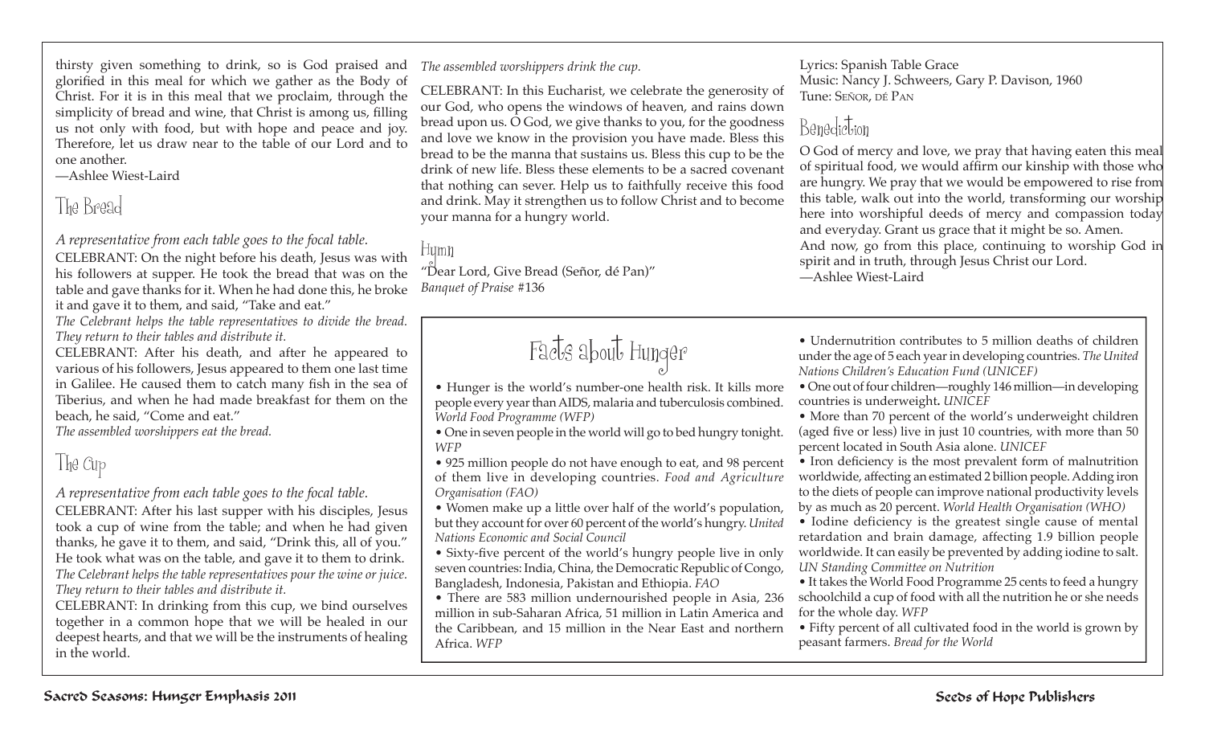thirsty given something to drink, so is God praised and glorified in this meal for which we gather as the Body of Christ. For it is in this meal that we proclaim, through the simplicity of bread and wine, that Christ is among us, filling us not only with food, but with hope and peace and joy. Therefore, let us draw near to the table of our Lord and to one another.

—Ashlee Wiest-Laird

## The Bread

*A representative from each table goes to the focal table.*

CELEBRANT: On the night before his death, Jesus was with his followers at supper. He took the bread that was on the table and gave thanks for it. When he had done this, he broke it and gave it to them, and said, "Take and eat."

*The Celebrant helps the table representatives to divide the bread. They return to their tables and distribute it.*

CELEBRANT: After his death, and after he appeared to various of his followers, Jesus appeared to them one last time in Galilee. He caused them to catch many fish in the sea of Tiberius, and when he had made breakfast for them on the beach, he said, "Come and eat."

*The assembled worshippers eat the bread.*

## The Cup

*A representative from each table goes to the focal table.*

CELEBRANT: After his last supper with his disciples, Jesus took a cup of wine from the table; and when he had given thanks, he gave it to them, and said, "Drink this, all of you." He took what was on the table, and gave it to them to drink.

*The Celebrant helps the table representatives pour the wine or juice. They return to their tables and distribute it.*

CELEBRANT: In drinking from this cup, we bind ourselves together in a common hope that we will be healed in our deepest hearts, and that we will be the instruments of healing in the world.

*The assembled worshippers drink the cup.*

CELEBRANT: In this Eucharist, we celebrate the generosity of our God, who opens the windows of heaven, and rains down bread upon us. O God, we give thanks to you, for the goodness and love we know in the provision you have made. Bless this bread to be the manna that sustains us. Bless this cup to be the drink of new life. Bless these elements to be a sacred covenant that nothing can sever. Help us to faithfully receive this food and drink. May it strengthen us to follow Christ and to become your manna for a hungry world.

## Hymn

"Dear Lord, Give Bread (Señor, dé Pan)"
*Banquet of Praise* #136

Lyrics: Spanish Table Grace
Music: Nancy J. Schweers, Gary P. Davison, 1960
Tune: Señor, dé Pan

## Benediction

O God of mercy and love, we pray that having eaten this meal of spiritual food, we would affirm our kinship with those who are hungry. We pray that we would be empowered to rise from this table, walk out into the world, transforming our worship here into worshipful deeds of mercy and compassion today and everyday. Grant us grace that it might be so. Amen.
And now, go from this place, continuing to worship God in spirit and in truth, through Jesus Christ our Lord.

—Ashlee Wiest-Laird

## Facts about Hunger

- Hunger is the world's number-one health risk. It kills more people every year than AIDS, malaria and tuberculosis combined. *World Food Programme (WFP)*
- One in seven people in the world will go to bed hungry tonight. *WFP*
- 925 million people do not have enough to eat, and 98 percent of them live in developing countries. *Food and Agriculture Organisation (FAO)*
- Women make up a little over half of the world's population, but they account for over 60 percent of the world's hungry. *United Nations Economic and Social Council*
- Sixty-five percent of the world's hungry people live in only seven countries: India, China, the Democratic Republic of Congo, Bangladesh, Indonesia, Pakistan and Ethiopia. *FAO*
- There are 583 million undernourished people in Asia, 236 million in sub-Saharan Africa, 51 million in Latin America and the Caribbean, and 15 million in the Near East and northern Africa. *WFP*
- Undernutrition contributes to 5 million deaths of children under the age of 5 each year in developing countries. *The United Nations Children's Education Fund (UNICEF)*
- One out of four children—roughly 146 million—in developing countries is underweight. *UNICEF*
- More than 70 percent of the world's underweight children (aged five or less) live in just 10 countries, with more than 50 percent located in South Asia alone. *UNICEF*
- Iron deficiency is the most prevalent form of malnutrition worldwide, affecting an estimated 2 billion people. Adding iron to the diets of people can improve national productivity levels by as much as 20 percent. *World Health Organisation (WHO)*
- Iodine deficiency is the greatest single cause of mental retardation and brain damage, affecting 1.9 billion people worldwide. It can easily be prevented by adding iodine to salt. *UN Standing Committee on Nutrition*
- It takes the World Food Programme 25 cents to feed a hungry schoolchild a cup of food with all the nutrition he or she needs for the whole day. *WFP*
- Fifty percent of all cultivated food in the world is grown by peasant farmers. *Bread for the World*